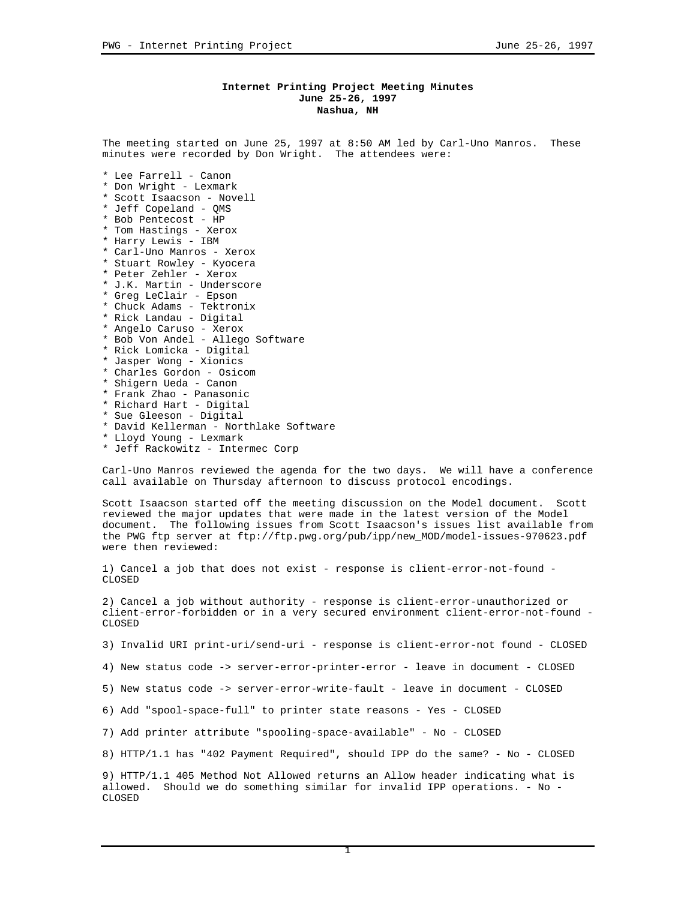**Internet Printing Project Meeting Minutes**
**June 25-26, 1997**
**Nashua, NH**

The meeting started on June 25, 1997 at 8:50 AM led by Carl-Uno Manros. These minutes were recorded by Don Wright. The attendees were:

* Lee Farrell - Canon
* Don Wright - Lexmark
* Scott Isaacson - Novell
* Jeff Copeland - QMS
* Bob Pentecost - HP
* Tom Hastings - Xerox
* Harry Lewis - IBM
* Carl-Uno Manros - Xerox
* Stuart Rowley - Kyocera
* Peter Zehler - Xerox
* J.K. Martin - Underscore
* Greg LeClair - Epson
* Chuck Adams - Tektronix
* Rick Landau - Digital
* Angelo Caruso - Xerox
* Bob Von Andel - Allego Software
* Rick Lomicka - Digital
* Jasper Wong - Xionics
* Charles Gordon - Osicom
* Shigern Ueda - Canon
* Frank Zhao - Panasonic
* Richard Hart - Digital
* Sue Gleeson - Digital
* David Kellerman - Northlake Software
* Lloyd Young - Lexmark
* Jeff Rackowitz - Intermec Corp

Carl-Uno Manros reviewed the agenda for the two days. We will have a conference call available on Thursday afternoon to discuss protocol encodings.

Scott Isaacson started off the meeting discussion on the Model document. Scott reviewed the major updates that were made in the latest version of the Model document. The following issues from Scott Isaacson's issues list available from the PWG ftp server at ftp://ftp.pwg.org/pub/ipp/new_MOD/model-issues-970623.pdf were then reviewed:

1) Cancel a job that does not exist - response is client-error-not-found - CLOSED

2) Cancel a job without authority - response is client-error-unauthorized or client-error-forbidden or in a very secured environment client-error-not-found - CLOSED

3) Invalid URI print-uri/send-uri - response is client-error-not found - CLOSED

4) New status code -> server-error-printer-error - leave in document - CLOSED

5) New status code -> server-error-write-fault - leave in document - CLOSED

6) Add "spool-space-full" to printer state reasons - Yes - CLOSED

7) Add printer attribute "spooling-space-available" - No - CLOSED

8) HTTP/1.1 has "402 Payment Required", should IPP do the same? - No - CLOSED

9) HTTP/1.1 405 Method Not Allowed returns an Allow header indicating what is allowed. Should we do something similar for invalid IPP operations. - No - CLOSED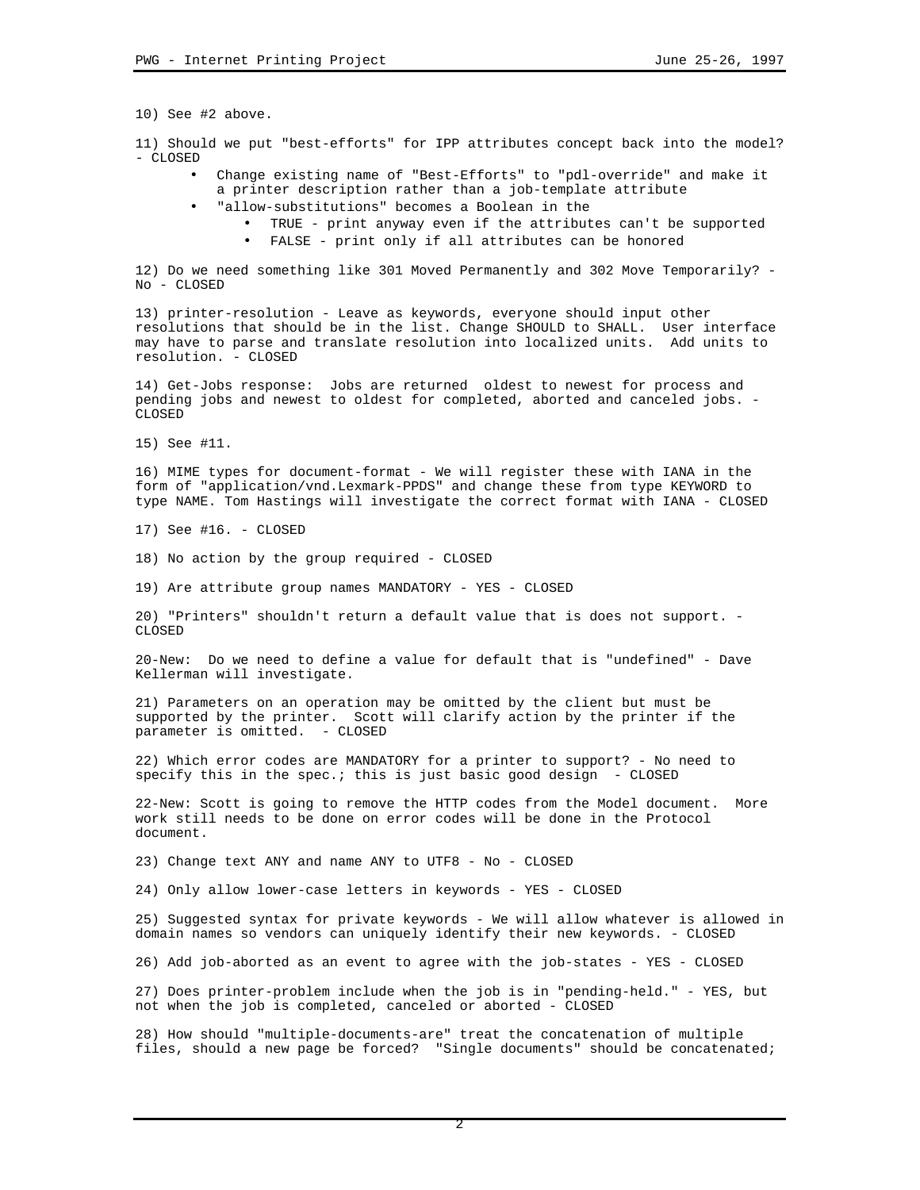10) See #2 above.

11) Should we put "best-efforts" for IPP attributes concept back into the model? - CLOSED

- Change existing name of "Best-Efforts" to "pdl-override" and make it a printer description rather than a job-template attribute
- "allow-substitutions" becomes a Boolean in the
  - TRUE - print anyway even if the attributes can't be supported
  - FALSE - print only if all attributes can be honored

12) Do we need something like 301 Moved Permanently and 302 Move Temporarily? - No - CLOSED

13) printer-resolution - Leave as keywords, everyone should input other resolutions that should be in the list. Change SHOULD to SHALL. User interface may have to parse and translate resolution into localized units. Add units to resolution. - CLOSED

14) Get-Jobs response: Jobs are returned oldest to newest for process and pending jobs and newest to oldest for completed, aborted and canceled jobs. - CLOSED

15) See #11.

16) MIME types for document-format - We will register these with IANA in the form of "application/vnd.Lexmark-PPDS" and change these from type KEYWORD to type NAME. Tom Hastings will investigate the correct format with IANA - CLOSED

17) See #16. - CLOSED

18) No action by the group required - CLOSED

19) Are attribute group names MANDATORY - YES - CLOSED

20) "Printers" shouldn't return a default value that is does not support. - CLOSED

20-New: Do we need to define a value for default that is "undefined" - Dave Kellerman will investigate.

21) Parameters on an operation may be omitted by the client but must be supported by the printer. Scott will clarify action by the printer if the parameter is omitted. - CLOSED

22) Which error codes are MANDATORY for a printer to support? - No need to specify this in the spec.; this is just basic good design - CLOSED

22-New: Scott is going to remove the HTTP codes from the Model document. More work still needs to be done on error codes will be done in the Protocol document.

23) Change text ANY and name ANY to UTF8 - No - CLOSED

24) Only allow lower-case letters in keywords - YES - CLOSED

25) Suggested syntax for private keywords - We will allow whatever is allowed in domain names so vendors can uniquely identify their new keywords. - CLOSED

26) Add job-aborted as an event to agree with the job-states - YES - CLOSED

27) Does printer-problem include when the job is in "pending-held." - YES, but not when the job is completed, canceled or aborted - CLOSED

28) How should "multiple-documents-are" treat the concatenation of multiple files, should a new page be forced? "Single documents" should be concatenated;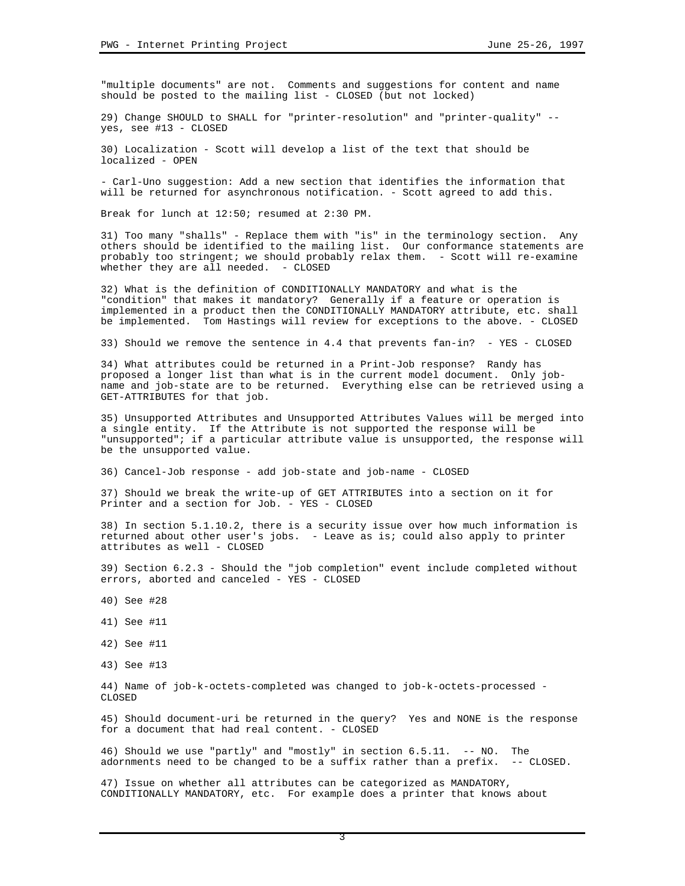"multiple documents" are not. Comments and suggestions for content and name should be posted to the mailing list - CLOSED (but not locked)

29) Change SHOULD to SHALL for "printer-resolution" and "printer-quality" -- yes, see #13 - CLOSED

30) Localization - Scott will develop a list of the text that should be localized - OPEN

- Carl-Uno suggestion: Add a new section that identifies the information that will be returned for asynchronous notification. - Scott agreed to add this.

Break for lunch at 12:50; resumed at 2:30 PM.

31) Too many "shalls" - Replace them with "is" in the terminology section. Any others should be identified to the mailing list. Our conformance statements are probably too stringent; we should probably relax them. - Scott will re-examine whether they are all needed. - CLOSED

32) What is the definition of CONDITIONALLY MANDATORY and what is the "condition" that makes it mandatory? Generally if a feature or operation is implemented in a product then the CONDITIONALLY MANDATORY attribute, etc. shall be implemented. Tom Hastings will review for exceptions to the above. - CLOSED

33) Should we remove the sentence in 4.4 that prevents fan-in? - YES - CLOSED

34) What attributes could be returned in a Print-Job response? Randy has proposed a longer list than what is in the current model document. Only job-name and job-state are to be returned. Everything else can be retrieved using a GET-ATTRIBUTES for that job.

35) Unsupported Attributes and Unsupported Attributes Values will be merged into a single entity. If the Attribute is not supported the response will be "unsupported"; if a particular attribute value is unsupported, the response will be the unsupported value.

36) Cancel-Job response - add job-state and job-name - CLOSED

37) Should we break the write-up of GET ATTRIBUTES into a section on it for Printer and a section for Job. - YES - CLOSED

38) In section 5.1.10.2, there is a security issue over how much information is returned about other user's jobs. - Leave as is; could also apply to printer attributes as well - CLOSED

39) Section 6.2.3 - Should the "job completion" event include completed without errors, aborted and canceled - YES - CLOSED

40) See #28

41) See #11

42) See #11

43) See #13

44) Name of job-k-octets-completed was changed to job-k-octets-processed - CLOSED

45) Should document-uri be returned in the query? Yes and NONE is the response for a document that had real content. - CLOSED

46) Should we use "partly" and "mostly" in section 6.5.11. -- NO. The adornments need to be changed to be a suffix rather than a prefix. -- CLOSED.

47) Issue on whether all attributes can be categorized as MANDATORY, CONDITIONALLY MANDATORY, etc. For example does a printer that knows about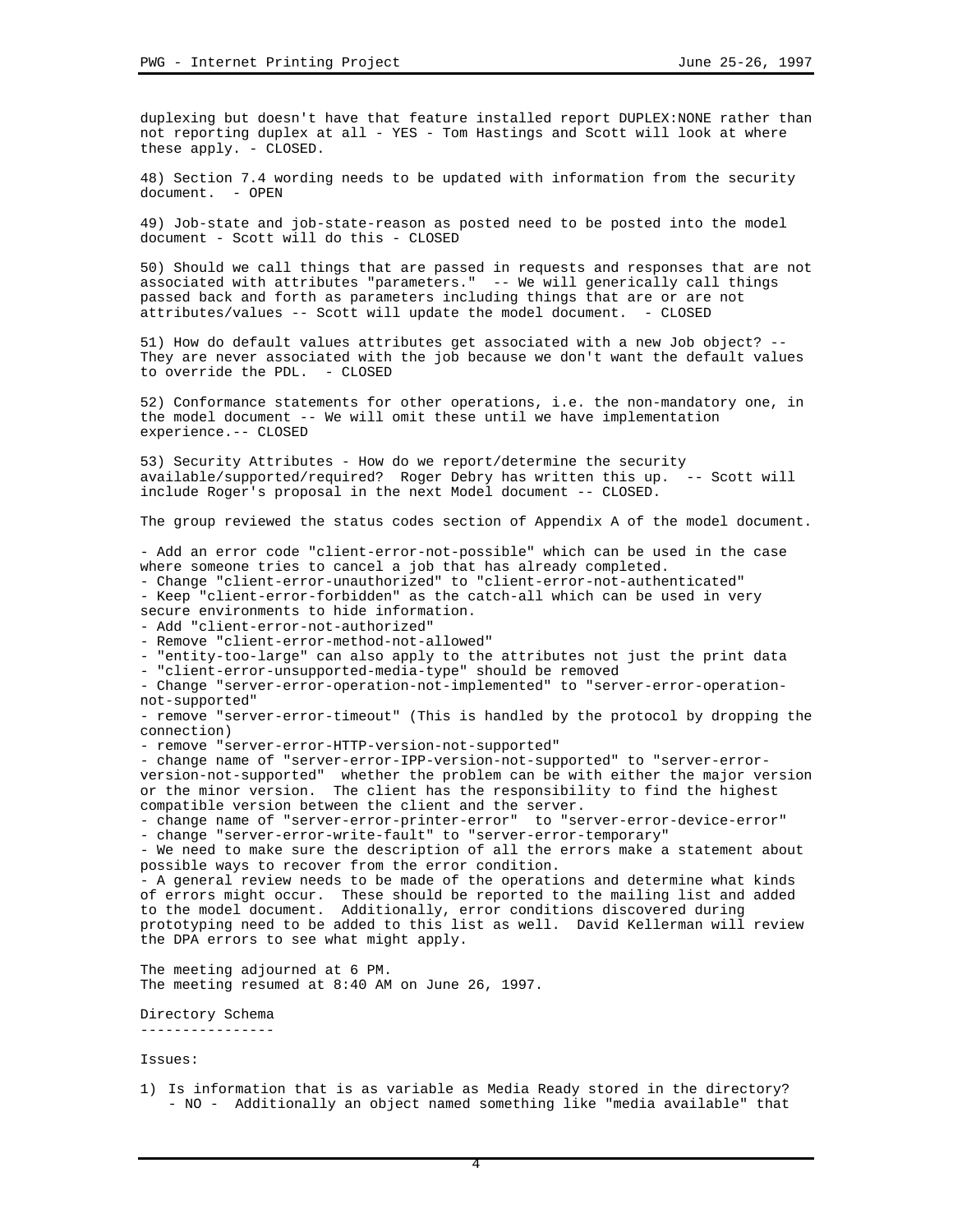duplexing but doesn't have that feature installed report DUPLEX:NONE rather than not reporting duplex at all - YES - Tom Hastings and Scott will look at where these apply. - CLOSED.

48) Section 7.4 wording needs to be updated with information from the security document. - OPEN

49) Job-state and job-state-reason as posted need to be posted into the model document - Scott will do this - CLOSED

50) Should we call things that are passed in requests and responses that are not associated with attributes "parameters." -- We will generically call things passed back and forth as parameters including things that are or are not attributes/values -- Scott will update the model document. - CLOSED

51) How do default values attributes get associated with a new Job object? -- They are never associated with the job because we don't want the default values to override the PDL. - CLOSED

52) Conformance statements for other operations, i.e. the non-mandatory one, in the model document -- We will omit these until we have implementation experience.-- CLOSED

53) Security Attributes - How do we report/determine the security available/supported/required? Roger Debry has written this up. -- Scott will include Roger's proposal in the next Model document -- CLOSED.

The group reviewed the status codes section of Appendix A of the model document.

- Add an error code "client-error-not-possible" which can be used in the case where someone tries to cancel a job that has already completed.
- Change "client-error-unauthorized" to "client-error-not-authenticated"
- Keep "client-error-forbidden" as the catch-all which can be used in very secure environments to hide information.
- Add "client-error-not-authorized"
- Remove "client-error-method-not-allowed"
- "entity-too-large" can also apply to the attributes not just the print data
- "client-error-unsupported-media-type" should be removed
- Change "server-error-operation-not-implemented" to "server-error-operation-not-supported"
- remove "server-error-timeout" (This is handled by the protocol by dropping the connection)
- remove "server-error-HTTP-version-not-supported"
- change name of "server-error-IPP-version-not-supported" to "server-error-version-not-supported" whether the problem can be with either the major version or the minor version. The client has the responsibility to find the highest compatible version between the client and the server.
- change name of "server-error-printer-error" to "server-error-device-error"
- change "server-error-write-fault" to "server-error-temporary"
- We need to make sure the description of all the errors make a statement about possible ways to recover from the error condition.
- A general review needs to be made of the operations and determine what kinds of errors might occur. These should be reported to the mailing list and added to the model document. Additionally, error conditions discovered during prototyping need to be added to this list as well. David Kellerman will review the DPA errors to see what might apply.

The meeting adjourned at 6 PM.
The meeting resumed at 8:40 AM on June 26, 1997.

## Directory Schema

Issues:

1) Is information that is as variable as Media Ready stored in the directory? - NO - Additionally an object named something like "media available" that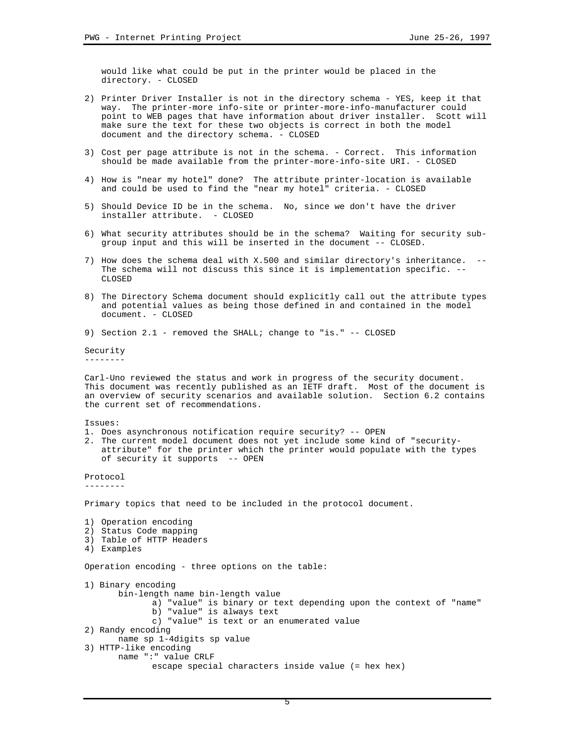would like what could be put in the printer would be placed in the directory. - CLOSED

2) Printer Driver Installer is not in the directory schema - YES, keep it that way. The printer-more info-site or printer-more-info-manufacturer could point to WEB pages that have information about driver installer. Scott will make sure the text for these two objects is correct in both the model document and the directory schema. - CLOSED

3) Cost per page attribute is not in the schema. - Correct. This information should be made available from the printer-more-info-site URI. - CLOSED

4) How is "near my hotel" done? The attribute printer-location is available and could be used to find the "near my hotel" criteria. - CLOSED

5) Should Device ID be in the schema. No, since we don't have the driver installer attribute. - CLOSED

6) What security attributes should be in the schema? Waiting for security sub-group input and this will be inserted in the document -- CLOSED.

7) How does the schema deal with X.500 and similar directory's inheritance. -- The schema will not discuss this since it is implementation specific. -- CLOSED

8) The Directory Schema document should explicitly call out the attribute types and potential values as being those defined in and contained in the model document. - CLOSED

9) Section 2.1 - removed the SHALL; change to "is." -- CLOSED

## Security

Carl-Uno reviewed the status and work in progress of the security document. This document was recently published as an IETF draft. Most of the document is an overview of security scenarios and available solution. Section 6.2 contains the current set of recommendations.

Issues:

1. Does asynchronous notification require security? -- OPEN
2. The current model document does not yet include some kind of "security-attribute" for the printer which the printer would populate with the types of security it supports -- OPEN

## Protocol

Primary topics that need to be included in the protocol document.

1) Operation encoding
2) Status Code mapping
3) Table of HTTP Headers
4) Examples

Operation encoding - three options on the table:

```
1) Binary encoding
       bin-length name bin-length value
              a) "value" is binary or text depending upon the context of "name"
              b) "value" is always text
              c) "value" is text or an enumerated value
2) Randy encoding
       name sp 1-4digits sp value
3) HTTP-like encoding
       name ":" value CRLF
              escape special characters inside value (= hex hex)
```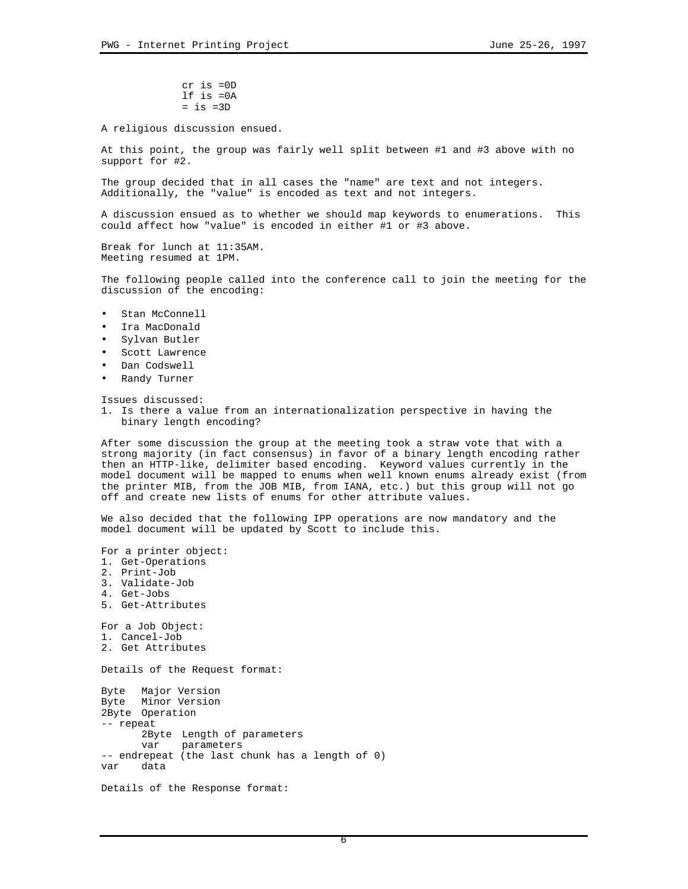```
cr is =0D
lf is =0A
= is =3D
```

A religious discussion ensued.

At this point, the group was fairly well split between #1 and #3 above with no support for #2.

The group decided that in all cases the "name" are text and not integers. Additionally, the "value" is encoded as text and not integers.

A discussion ensued as to whether we should map keywords to enumerations. This could affect how "value" is encoded in either #1 or #3 above.

Break for lunch at 11:35AM.
Meeting resumed at 1PM.

The following people called into the conference call to join the meeting for the discussion of the encoding:

- Stan McConnell
- Ira MacDonald
- Sylvan Butler
- Scott Lawrence
- Dan Codswell
- Randy Turner

Issues discussed:

1. Is there a value from an internationalization perspective in having the binary length encoding?

After some discussion the group at the meeting took a straw vote that with a strong majority (in fact consensus) in favor of a binary length encoding rather then an HTTP-like, delimiter based encoding. Keyword values currently in the model document will be mapped to enums when well known enums already exist (from the printer MIB, from the JOB MIB, from IANA, etc.) but this group will not go off and create new lists of enums for other attribute values.

We also decided that the following IPP operations are now mandatory and the model document will be updated by Scott to include this.

For a printer object:

1. Get-Operations
2. Print-Job
3. Validate-Job
4. Get-Jobs
5. Get-Attributes

For a Job Object:

1. Cancel-Job
2. Get Attributes

Details of the Request format:

```
Byte   Major Version
Byte   Minor Version
2Byte  Operation
-- repeat
       2Byte  Length of parameters
       var    parameters
-- endrepeat (the last chunk has a length of 0)
var    data
```

Details of the Response format: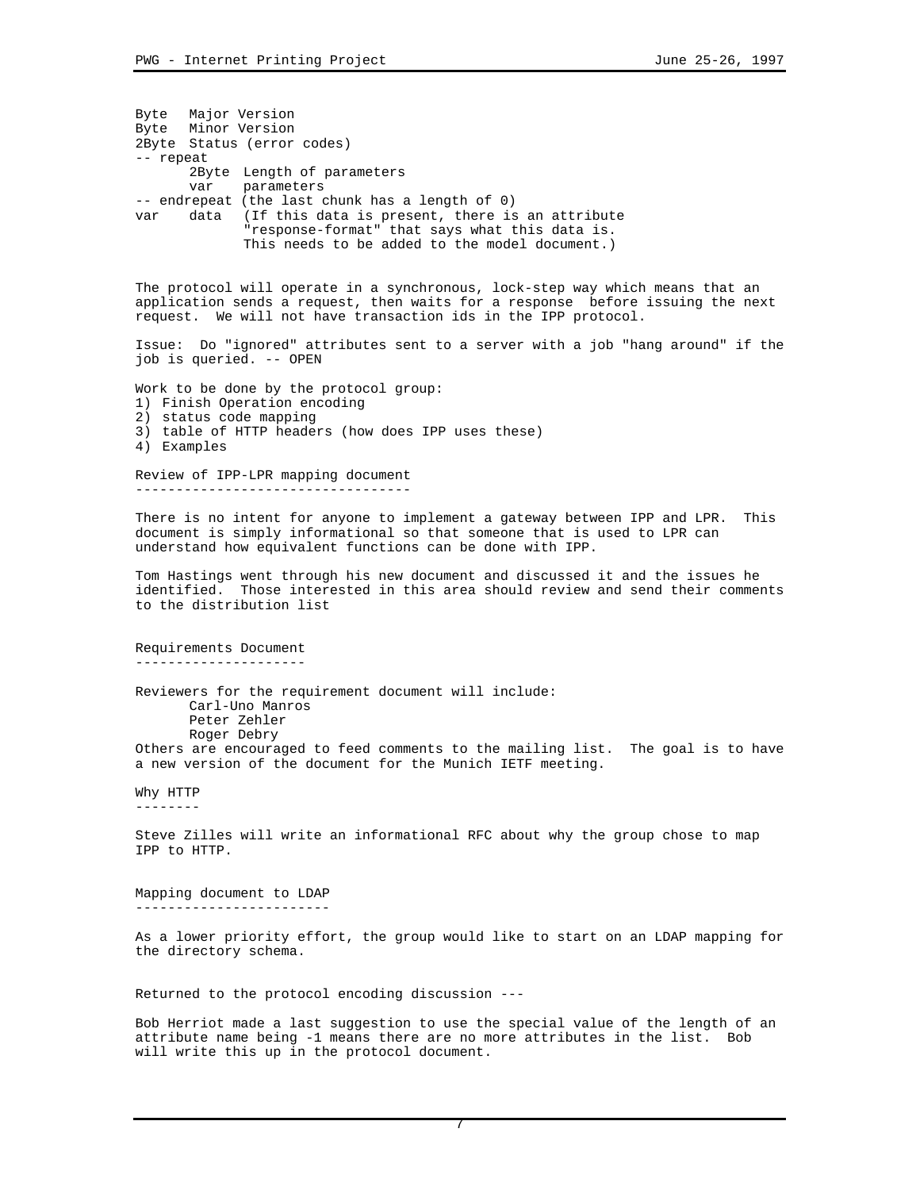```
Byte   Major Version
Byte   Minor Version
2Byte  Status (error codes)
-- repeat
       2Byte  Length of parameters
       var    parameters
-- endrepeat (the last chunk has a length of 0)
var    data   (If this data is present, there is an attribute
              "response-format" that says what this data is.
              This needs to be added to the model document.)
```

The protocol will operate in a synchronous, lock-step way which means that an application sends a request, then waits for a response before issuing the next request. We will not have transaction ids in the IPP protocol.

Issue: Do "ignored" attributes sent to a server with a job "hang around" if the job is queried. -- OPEN

Work to be done by the protocol group:

1) Finish Operation encoding
2) status code mapping
3) table of HTTP headers (how does IPP uses these)
4) Examples

## Review of IPP-LPR mapping document

There is no intent for anyone to implement a gateway between IPP and LPR. This document is simply informational so that someone that is used to LPR can understand how equivalent functions can be done with IPP.

Tom Hastings went through his new document and discussed it and the issues he identified. Those interested in this area should review and send their comments to the distribution list

## Requirements Document

Reviewers for the requirement document will include:

- Carl-Uno Manros
- Peter Zehler
- Roger Debry

Others are encouraged to feed comments to the mailing list. The goal is to have a new version of the document for the Munich IETF meeting.

## Why HTTP

Steve Zilles will write an informational RFC about why the group chose to map IPP to HTTP.

## Mapping document to LDAP

As a lower priority effort, the group would like to start on an LDAP mapping for the directory schema.

Returned to the protocol encoding discussion ---

Bob Herriot made a last suggestion to use the special value of the length of an attribute name being -1 means there are no more attributes in the list. Bob will write this up in the protocol document.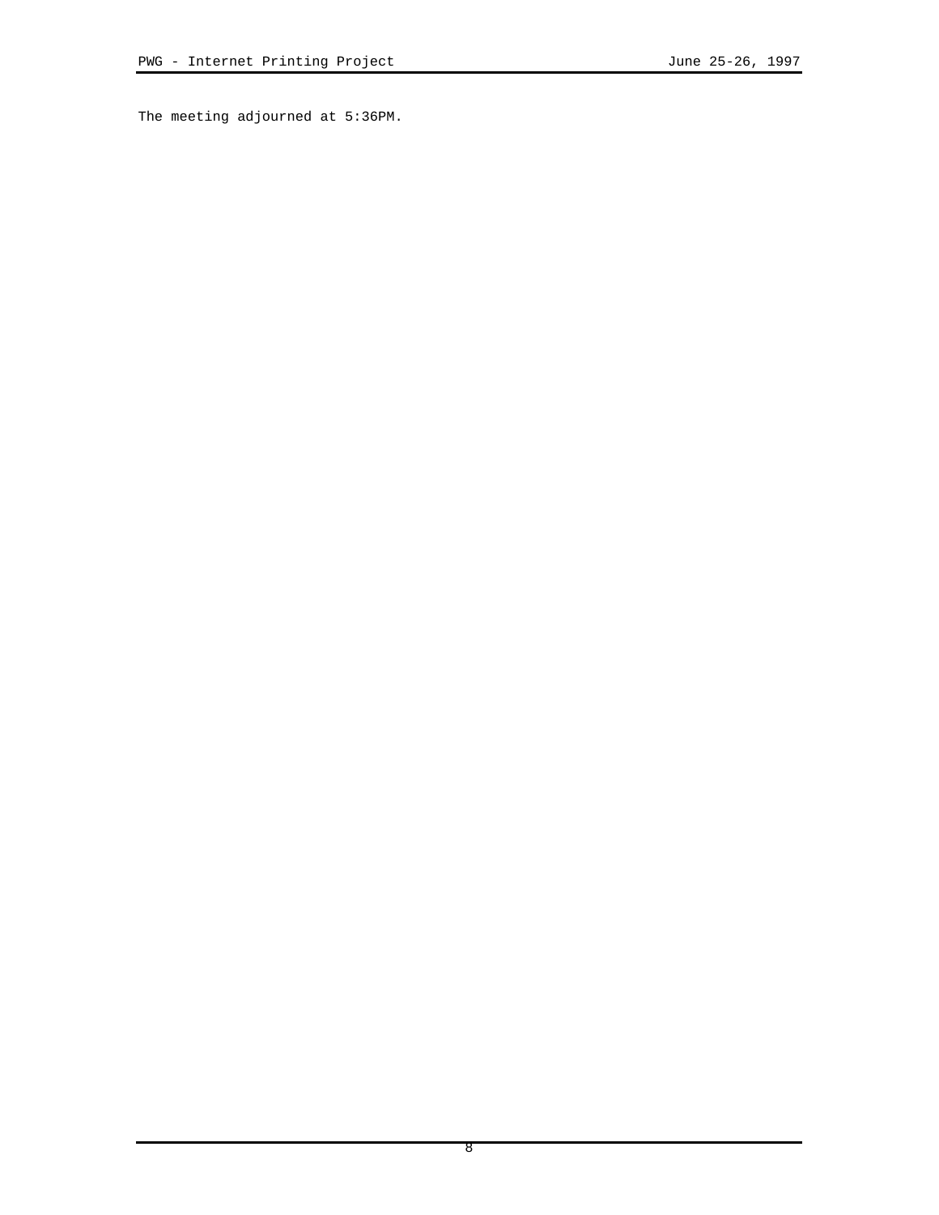The meeting adjourned at 5:36PM.